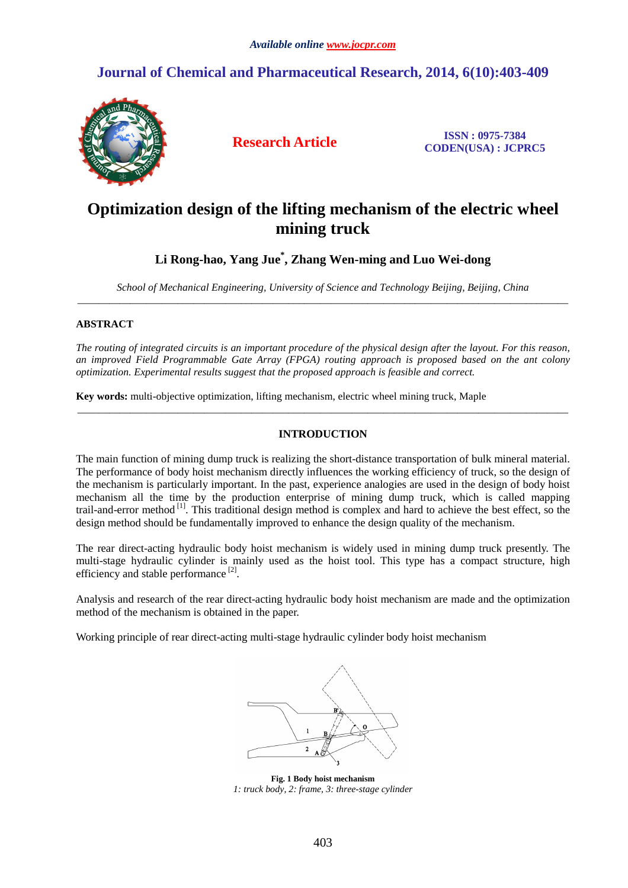# Optimization design of the lifting mechanism of the electric wheel mining truck

**Li Rong-hao, Yang Jue*, Zhang Wen-ming and Luo Wei-dong**

*School of Mechanical Engineering, University of Science and Technology Beijing, Beijing, China*

---

## ABSTRACT

*The routing of integrated circuits is an important procedure of the physical design after the layout. For this reason, an improved Field Programmable Gate Array (FPGA) routing approach is proposed based on the ant colony optimization. Experimental results suggest that the proposed approach is feasible and correct.*

**Key words:** multi-objective optimization, lifting mechanism, electric wheel mining truck, Maple

---

## INTRODUCTION

The main function of mining dump truck is realizing the short-distance transportation of bulk mineral material. The performance of body hoist mechanism directly influences the working efficiency of truck, so the design of the mechanism is particularly important. In the past, experience analogies are used in the design of body hoist mechanism all the time by the production enterprise of mining dump truck, which is called mapping trail-and-error method [1]. This traditional design method is complex and hard to achieve the best effect, so the design method should be fundamentally improved to enhance the design quality of the mechanism.

The rear direct-acting hydraulic body hoist mechanism is widely used in mining dump truck presently. The multi-stage hydraulic cylinder is mainly used as the hoist tool. This type has a compact structure, high efficiency and stable performance [2].

Analysis and research of the rear direct-acting hydraulic body hoist mechanism are made and the optimization method of the mechanism is obtained in the paper.

Working principle of rear direct-acting multi-stage hydraulic cylinder body hoist mechanism

**Fig. 1 Body hoist mechanism**
*1: truck body, 2: frame, 3: three-stage cylinder*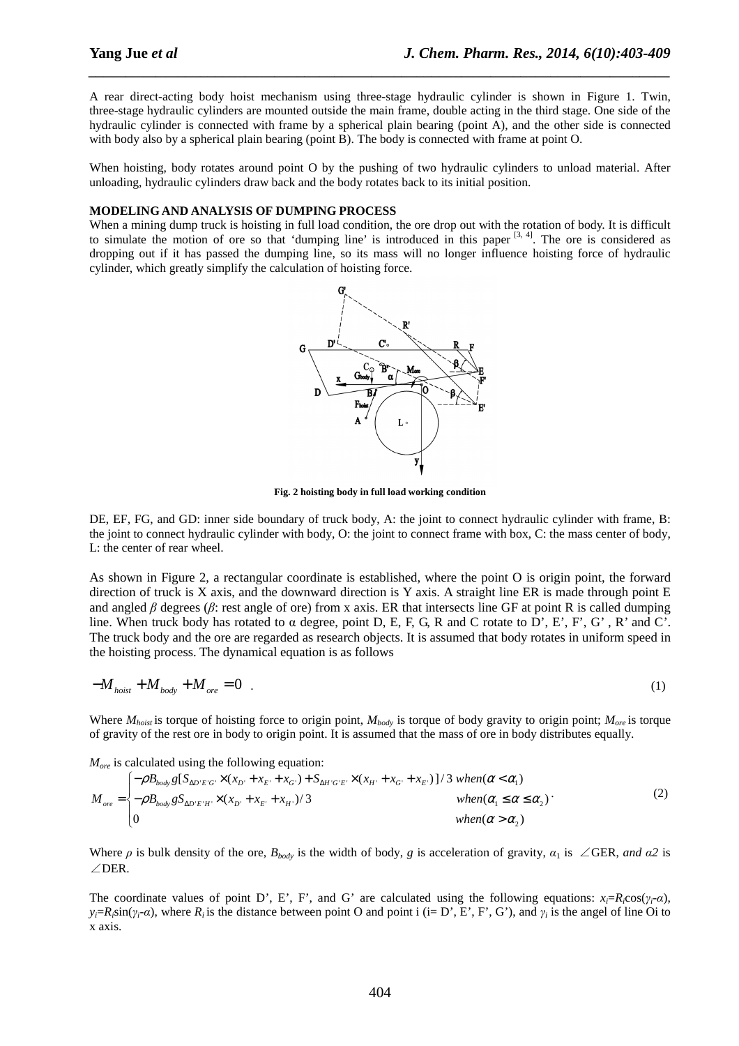A rear direct-acting body hoist mechanism using three-stage hydraulic cylinder is shown in Figure 1. Twin, three-stage hydraulic cylinders are mounted outside the main frame, double acting in the third stage. One side of the hydraulic cylinder is connected with frame by a spherical plain bearing (point A), and the other side is connected with body also by a spherical plain bearing (point B). The body is connected with frame at point O.

When hoisting, body rotates around point O by the pushing of two hydraulic cylinders to unload material. After unloading, hydraulic cylinders draw back and the body rotates back to its initial position.

**MODELING AND ANALYSIS OF DUMPING PROCESS**

When a mining dump truck is hoisting in full load condition, the ore drop out with the rotation of body. It is difficult to simulate the motion of ore so that 'dumping line' is introduced in this paper [3, 4]. The ore is considered as dropping out if it has passed the dumping line, so its mass will no longer influence hoisting force of hydraulic cylinder, which greatly simplify the calculation of hoisting force.

**Fig. 2 hoisting body in full load working condition**

DE, EF, FG, and GD: inner side boundary of truck body, A: the joint to connect hydraulic cylinder with frame, B: the joint to connect hydraulic cylinder with body, O: the joint to connect frame with box, C: the mass center of body, L: the center of rear wheel.

As shown in Figure 2, a rectangular coordinate is established, where the point O is origin point, the forward direction of truck is X axis, and the downward direction is Y axis. A straight line ER is made through point E and angled $\beta$ degrees ($\beta$: rest angle of ore) from x axis. ER that intersects line GF at point R is called dumping line. When truck body has rotated to α degree, point D, E, F, G, R and C rotate to D', E', F', G' , R' and C'. The truck body and the ore are regarded as research objects. It is assumed that body rotates in uniform speed in the hoisting process. The dynamical equation is as follows

$$-M_{hoist} + M_{body} + M_{ore} = 0 \quad . \tag{1}$$

Where $M_{hoist}$ is torque of hoisting force to origin point, $M_{body}$ is torque of body gravity to origin point; $M_{ore}$ is torque of gravity of the rest ore in body to origin point. It is assumed that the mass of ore in body distributes equally.

$M_{ore}$ is calculated using the following equation:

$$M_{ore} = \begin{cases} -\rho B_{body} g[S_{\Delta D'E'G'} \times (x_{D'} + x_{E'} + x_{G'}) + S_{\Delta H'G'E'} \times (x_{H'} + x_{G'} + x_{E'})]/3 & when(\alpha < \alpha_1) \\ -\rho B_{body} g S_{\Delta D'E'H'} \times (x_{D'} + x_{E'} + x_{H'})/3 & when(\alpha_1 \le \alpha \le \alpha_2) \\ 0 & when(\alpha > \alpha_2) \end{cases} . \tag{2}$$

Where $\rho$ is bulk density of the ore, $B_{body}$ is the width of body, $g$ is acceleration of gravity, $\alpha_1$ is ∠GER, *and* $\alpha_2$ is ∠DER.

The coordinate values of point D', E', F', and G' are calculated using the following equations: $x_i=R_i\cos(\gamma_i-\alpha)$, $y_i=R_i\sin(\gamma_i-\alpha)$, where $R_i$ is the distance between point O and point i (i= D', E', F', G'), and $\gamma_i$ is the angel of line Oi to x axis.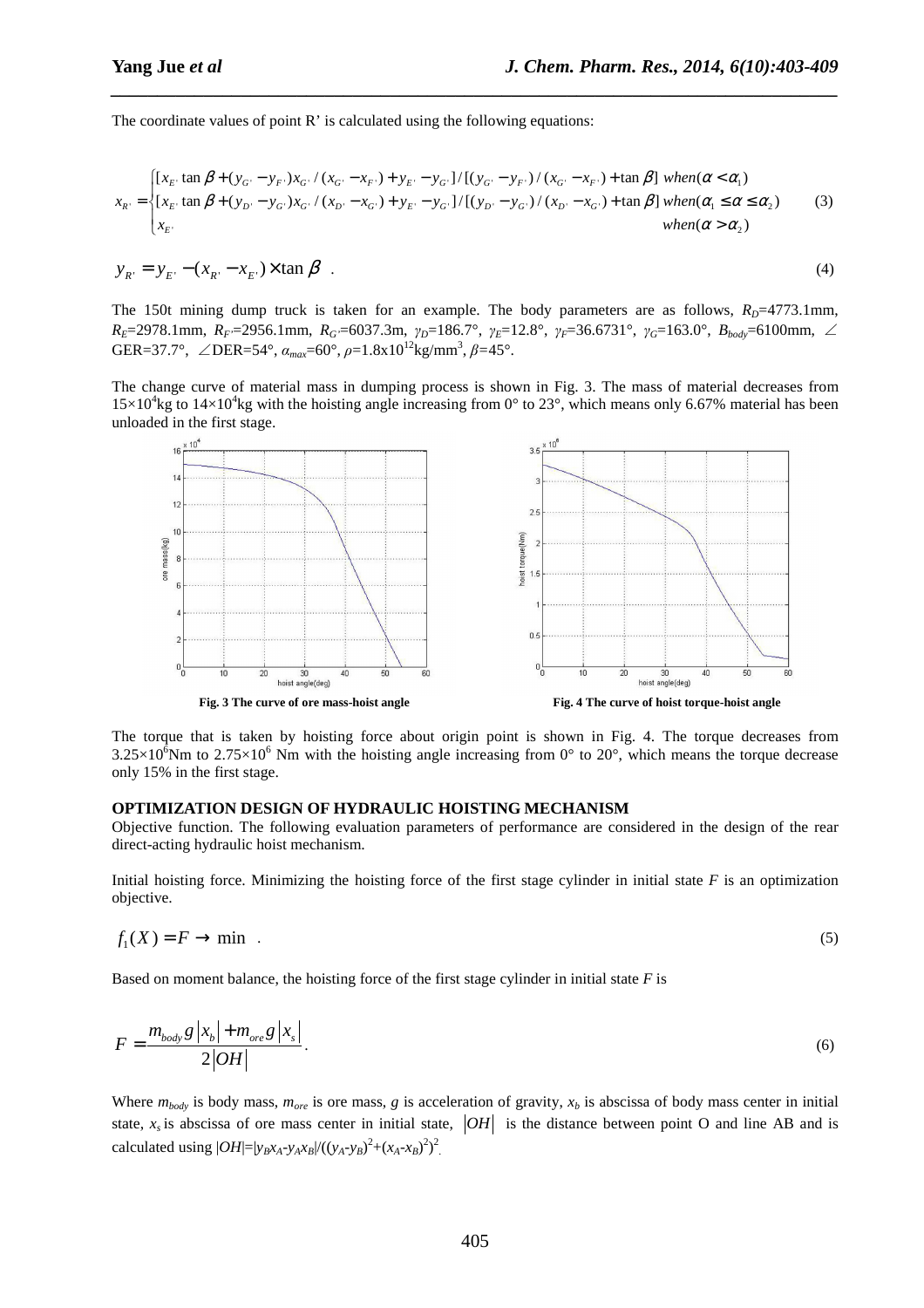The coordinate values of point R' is calculated using the following equations:

$$x_{R'} = \begin{cases} [x_{E'}\tan\beta + (y_{G'} - y_{F'})x_{G'}/(x_{G'} - x_{F'}) + y_{E'} - y_{G'}]/[(y_{G'} - y_{F'})/(x_{G'} - x_{F'}) + \tan\beta] & when(\alpha < \alpha_1) \\ [x_{E'}\tan\beta + (y_{D'} - y_{G'})x_{G'}/(x_{D'} - x_{G'}) + y_{E'} - y_{G'}]/[(y_{D'} - y_{G'})/(x_{D'} - x_{G'}) + \tan\beta] & when(\alpha_1 \le \alpha \le \alpha_2) \\ x_{E'} & when(\alpha > \alpha_2) \end{cases} \tag{3}$$

$$y_{R'} = y_{E'} - (x_{R'} - x_{E'}) \times \tan\beta \ . \tag{4}$$

The 150t mining dump truck is taken for an example. The body parameters are as follows, $R_D$=4773.1mm, $R_E$=2978.1mm, $R_{F'}$=2956.1mm, $R_G$=6037.3m, $\gamma_D$=186.7°, $\gamma_E$=12.8°, $\gamma_F$=36.6731°, $\gamma_G$=163.0°, $B_{body}$=6100mm, ∠GER=37.7°, ∠DER=54°, $\alpha_{max}$=60°, $\rho$=1.8x10$^{12}$kg/mm$^3$, $\beta$=45°.

The change curve of material mass in dumping process is shown in Fig. 3. The mass of material decreases from 15×10$^4$kg to 14×10$^4$kg with the hoisting angle increasing from 0° to 23°, which means only 6.67% material has been unloaded in the first stage.

**Fig. 3 The curve of ore mass-hoist angle**

**Fig. 4 The curve of hoist torque-hoist angle**

The torque that is taken by hoisting force about origin point is shown in Fig. 4. The torque decreases from 3.25×10$^6$Nm to 2.75×10$^6$ Nm with the hoisting angle increasing from 0° to 20°, which means the torque decrease only 15% in the first stage.

## OPTIMIZATION DESIGN OF HYDRAULIC HOISTING MECHANISM

Objective function. The following evaluation parameters of performance are considered in the design of the rear direct-acting hydraulic hoist mechanism.

Initial hoisting force. Minimizing the hoisting force of the first stage cylinder in initial state $F$ is an optimization objective.

$$f_1(X) = F \rightarrow \min \ . \tag{5}$$

Based on moment balance, the hoisting force of the first stage cylinder in initial state $F$ is

$$F = \frac{m_{body}\, g\, |x_b| + m_{ore}\, g\, |x_s|}{2|OH|}. \tag{6}$$

Where $m_{body}$ is body mass, $m_{ore}$ is ore mass, $g$ is acceleration of gravity, $x_b$ is abscissa of body mass center in initial state, $x_s$ is abscissa of ore mass center in initial state, $|OH|$ is the distance between point O and line AB and is calculated using $|OH|=|y_B x_A - y_A x_B|/((y_A - y_B)^2 + (x_A - x_B)^2)^2$.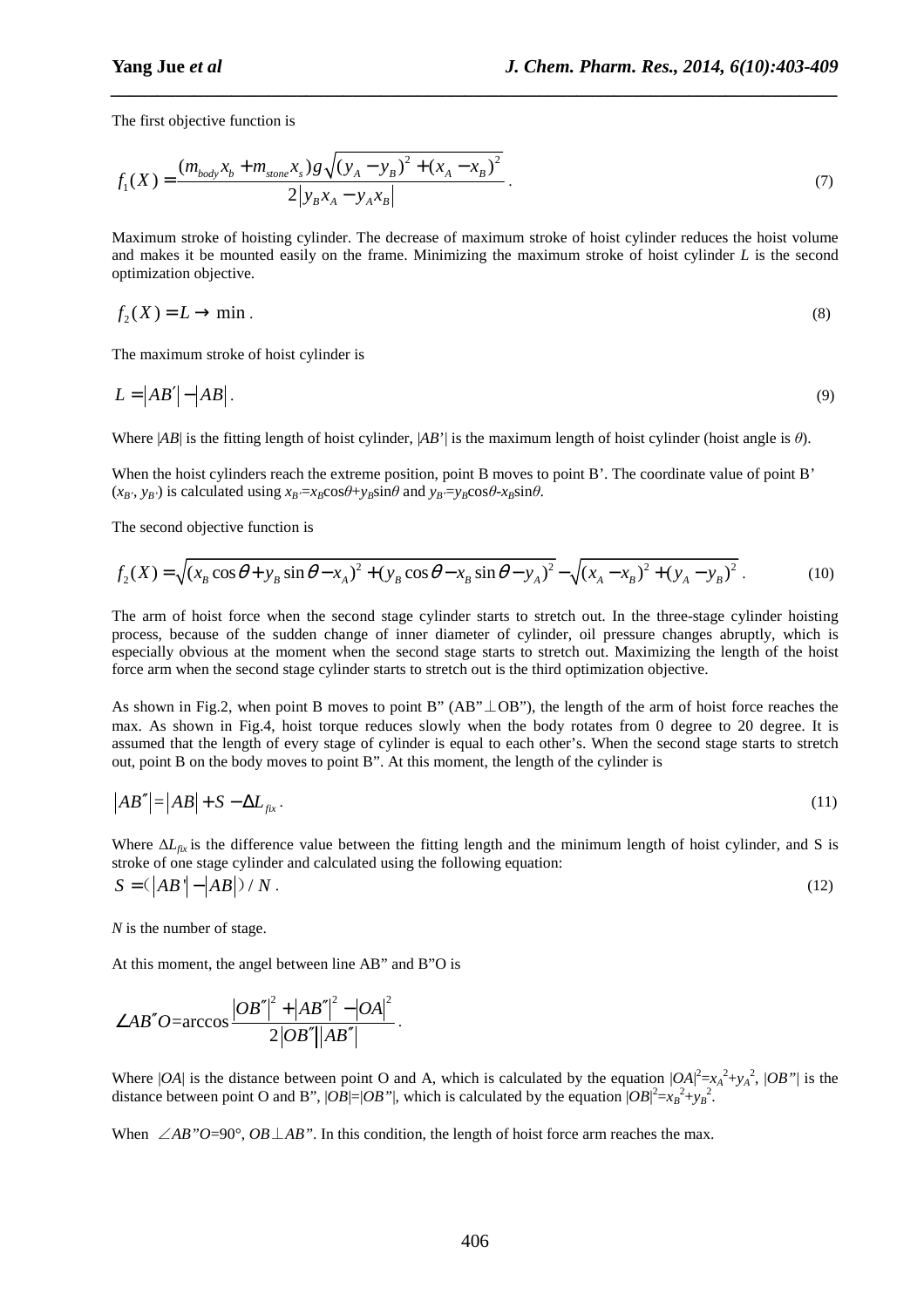The first objective function is

$$f_1(X) = \frac{(m_{body}x_b + m_{stone}x_s)g\sqrt{(y_A - y_B)^2 + (x_A - x_B)^2}}{2\left|y_B x_A - y_A x_B\right|}. \tag{7}$$

Maximum stroke of hoisting cylinder. The decrease of maximum stroke of hoist cylinder reduces the hoist volume and makes it be mounted easily on the frame. Minimizing the maximum stroke of hoist cylinder $L$ is the second optimization objective.

$$f_2(X) = L \rightarrow \min. \tag{8}$$

The maximum stroke of hoist cylinder is

$$L = \left|AB'\right| - \left|AB\right|. \tag{9}$$

Where $|AB|$ is the fitting length of hoist cylinder, $|AB'|$ is the maximum length of hoist cylinder (hoist angle is $\theta$).

When the hoist cylinders reach the extreme position, point B moves to point B'. The coordinate value of point B' ($x_{B'}$, $y_{B'}$) is calculated using $x_{B'}=x_B\cos\theta+y_B\sin\theta$ and $y_{B'}=y_B\cos\theta-x_B\sin\theta$.

The second objective function is

$$f_2(X) = \sqrt{(x_B\cos\theta + y_B\sin\theta - x_A)^2 + (y_B\cos\theta - x_B\sin\theta - y_A)^2} - \sqrt{(x_A - x_B)^2 + (y_A - y_B)^2}. \tag{10}$$

The arm of hoist force when the second stage cylinder starts to stretch out. In the three-stage cylinder hoisting process, because of the sudden change of inner diameter of cylinder, oil pressure changes abruptly, which is especially obvious at the moment when the second stage starts to stretch out. Maximizing the length of the hoist force arm when the second stage cylinder starts to stretch out is the third optimization objective.

As shown in Fig.2, when point B moves to point B" (AB"⊥OB"), the length of the arm of hoist force reaches the max. As shown in Fig.4, hoist torque reduces slowly when the body rotates from 0 degree to 20 degree. It is assumed that the length of every stage of cylinder is equal to each other's. When the second stage starts to stretch out, point B on the body moves to point B". At this moment, the length of the cylinder is

$$\left|AB''\right| = \left|AB\right| + S - \Delta L_{fix}. \tag{11}$$

Where $\Delta L_{fix}$ is the difference value between the fitting length and the minimum length of hoist cylinder, and S is stroke of one stage cylinder and calculated using the following equation:

$$S = (\left|AB'\right| - \left|AB\right|)/N. \tag{12}$$

$N$ is the number of stage.

At this moment, the angel between line AB" and B"O is

$$\angle AB''O = \arccos\frac{\left|OB''\right|^2 + \left|AB''\right|^2 - \left|OA\right|^2}{2\left|OB''\right|\left|AB''\right|}.$$

Where $|OA|$ is the distance between point O and A, which is calculated by the equation $|OA|^2=x_A^2+y_A^2$, $|OB''|$ is the distance between point O and B", $|OB|=|OB''|$, which is calculated by the equation $|OB|^2=x_B^2+y_B^2$.

When $\angle AB''O=90°$, $OB \perp AB''$. In this condition, the length of hoist force arm reaches the max.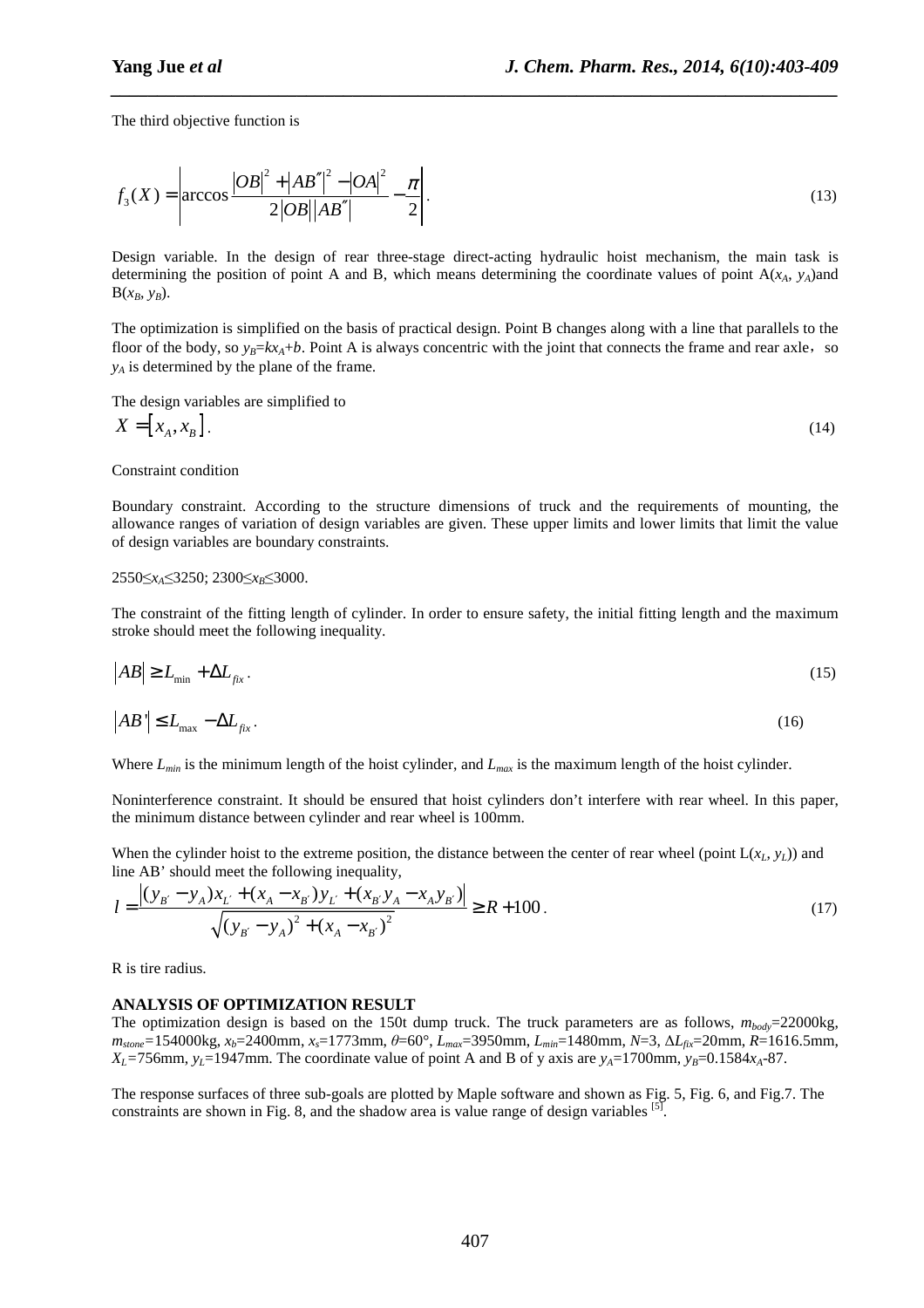The third objective function is

$$f_3(X) = \left| \arccos \frac{|OB|^2 + |AB''|^2 - |OA|^2}{2|OB||AB''|} - \frac{\pi}{2} \right|. \tag{13}$$

Design variable. In the design of rear three-stage direct-acting hydraulic hoist mechanism, the main task is determining the position of point A and B, which means determining the coordinate values of point A($x_A$, $y_A$)and B($x_B$, $y_B$).

The optimization is simplified on the basis of practical design. Point B changes along with a line that parallels to the floor of the body, so $y_B = kx_A + b$. Point A is always concentric with the joint that connects the frame and rear axle, so $y_A$ is determined by the plane of the frame.

The design variables are simplified to

$$X = [x_A, x_B]. \tag{14}$$

Constraint condition

Boundary constraint. According to the structure dimensions of truck and the requirements of mounting, the allowance ranges of variation of design variables are given. These upper limits and lower limits that limit the value of design variables are boundary constraints.

$2550 \le x_A \le 3250$; $2300 \le x_B \le 3000$.

The constraint of the fitting length of cylinder. In order to ensure safety, the initial fitting length and the maximum stroke should meet the following inequality.

$$|AB| \ge L_{\min} + \Delta L_{fix}. \tag{15}$$

$$|AB'| \le L_{\max} - \Delta L_{fix}. \tag{16}$$

Where $L_{min}$ is the minimum length of the hoist cylinder, and $L_{max}$ is the maximum length of the hoist cylinder.

Noninterference constraint. It should be ensured that hoist cylinders don't interfere with rear wheel. In this paper, the minimum distance between cylinder and rear wheel is 100mm.

When the cylinder hoist to the extreme position, the distance between the center of rear wheel (point L($x_L$, $y_L$)) and line AB' should meet the following inequality,

$$l = \frac{\left|(y_{B'} - y_A)x_{L'} + (x_A - x_{B'})y_{L'} + (x_{B'}y_A - x_A y_{B'})\right|}{\sqrt{(y_{B'} - y_A)^2 + (x_A - x_{B'})^2}} \ge R + 100. \tag{17}$$

R is tire radius.

## ANALYSIS OF OPTIMIZATION RESULT

The optimization design is based on the 150t dump truck. The truck parameters are as follows, $m_{body}$=22000kg, $m_{stone}$=154000kg, $x_b$=2400mm, $x_s$=1773mm, $\theta$=60°, $L_{max}$=3950mm, $L_{min}$=1480mm, $N$=3, $\Delta L_{fix}$=20mm, $R$=1616.5mm, $X_L$=756mm, $y_L$=1947mm. The coordinate value of point A and B of y axis are $y_A$=1700mm, $y_B$=0.1584$x_A$-87.

The response surfaces of three sub-goals are plotted by Maple software and shown as Fig. 5, Fig. 6, and Fig.7. The constraints are shown in Fig. 8, and the shadow area is value range of design variables [5].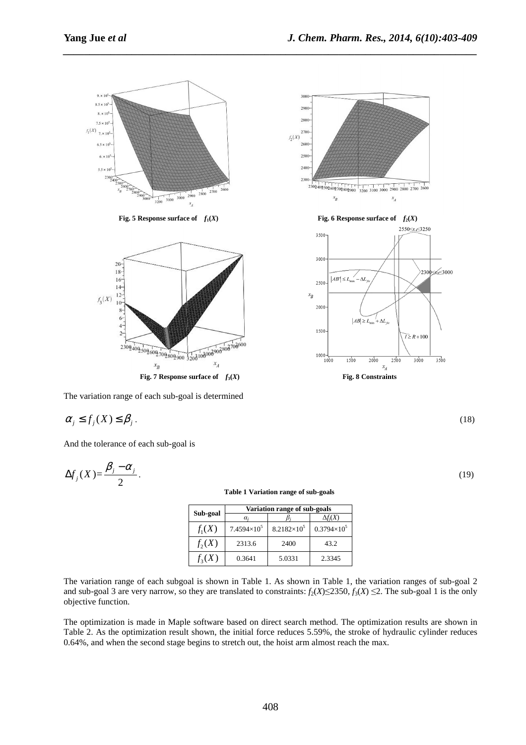Fig. 5 Response surface of $f_1(X)$

Fig. 6 Response surface of $f_2(X)$

Fig. 7 Response surface of $f_3(X)$

Fig. 8 Constraints

The variation range of each sub-goal is determined

$$\alpha_j \le f_j(X) \le \beta_j . \tag{18}$$

And the tolerance of each sub-goal is

$$\Delta f_j(X) = \frac{\beta_j - \alpha_j}{2} . \tag{19}$$

**Table 1 Variation range of sub-goals**

| Sub-goal | Variation range of sub-goals | | |
|---|---|---|---|
| | $\alpha_j$ | $\beta_j$ | $\Delta f_j(X)$ |
| $f_1(X)$ | $7.4594\times10^5$ | $8.2182\times10^5$ | $0.3794\times10^5$ |
| $f_2(X)$ | 2313.6 | 2400 | 43.2 |
| $f_3(X)$ | 0.3641 | 5.0331 | 2.3345 |

The variation range of each subgoal is shown in Table 1. As shown in Table 1, the variation ranges of sub-goal 2 and sub-goal 3 are very narrow, so they are translated to constraints: $f_2(X) \le 2350$, $f_3(X) \le 2$. The sub-goal 1 is the only objective function.

The optimization is made in Maple software based on direct search method. The optimization results are shown in Table 2. As the optimization result shown, the initial force reduces 5.59%, the stroke of hydraulic cylinder reduces 0.64%, and when the second stage begins to stretch out, the hoist arm almost reach the max.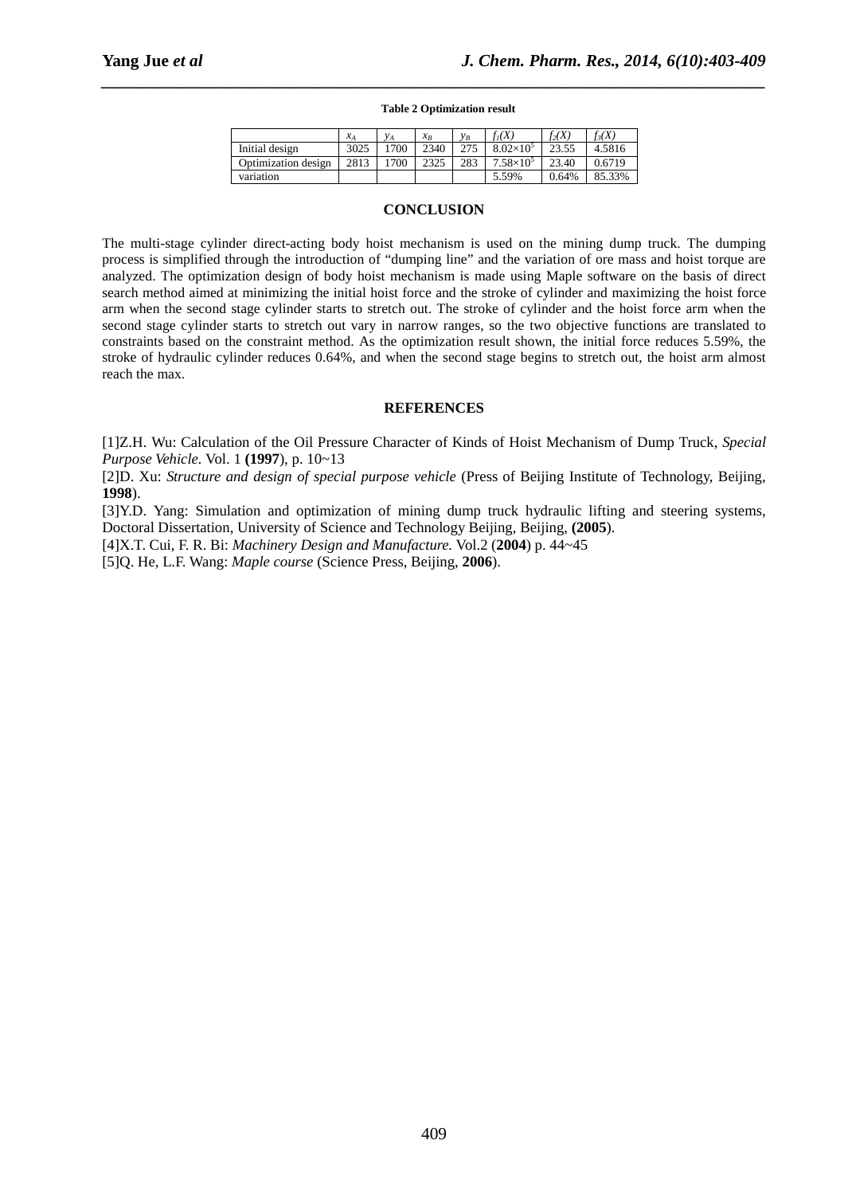**Table 2 Optimization result**

| | $x_A$ | $y_A$ | $x_B$ | $y_B$ | $f_1(X)$ | $f_2(X)$ | $f_3(X)$ |
|---|---|---|---|---|---|---|---|
| Initial design | 3025 | 1700 | 2340 | 275 | $8.02\times10^5$ | 23.55 | 4.5816 |
| Optimization design | 2813 | 1700 | 2325 | 283 | $7.58\times10^5$ | 23.40 | 0.6719 |
| variation | | | | | 5.59% | 0.64% | 85.33% |

## CONCLUSION

The multi-stage cylinder direct-acting body hoist mechanism is used on the mining dump truck. The dumping process is simplified through the introduction of "dumping line" and the variation of ore mass and hoist torque are analyzed. The optimization design of body hoist mechanism is made using Maple software on the basis of direct search method aimed at minimizing the initial hoist force and the stroke of cylinder and maximizing the hoist force arm when the second stage cylinder starts to stretch out. The stroke of cylinder and the hoist force arm when the second stage cylinder starts to stretch out vary in narrow ranges, so the two objective functions are translated to constraints based on the constraint method. As the optimization result shown, the initial force reduces 5.59%, the stroke of hydraulic cylinder reduces 0.64%, and when the second stage begins to stretch out, the hoist arm almost reach the max.

## REFERENCES

[1]Z.H. Wu: Calculation of the Oil Pressure Character of Kinds of Hoist Mechanism of Dump Truck, *Special Purpose Vehicle*. Vol. 1 **(1997**), p. 10~13

[2]D. Xu: *Structure and design of special purpose vehicle* (Press of Beijing Institute of Technology, Beijing, **1998**).

[3]Y.D. Yang: Simulation and optimization of mining dump truck hydraulic lifting and steering systems, Doctoral Dissertation, University of Science and Technology Beijing, Beijing, **(2005**).

[4]X.T. Cui, F. R. Bi: *Machinery Design and Manufacture.* Vol.2 (**2004**) p. 44~45

[5]Q. He, L.F. Wang: *Maple course* (Science Press, Beijing, **2006**).